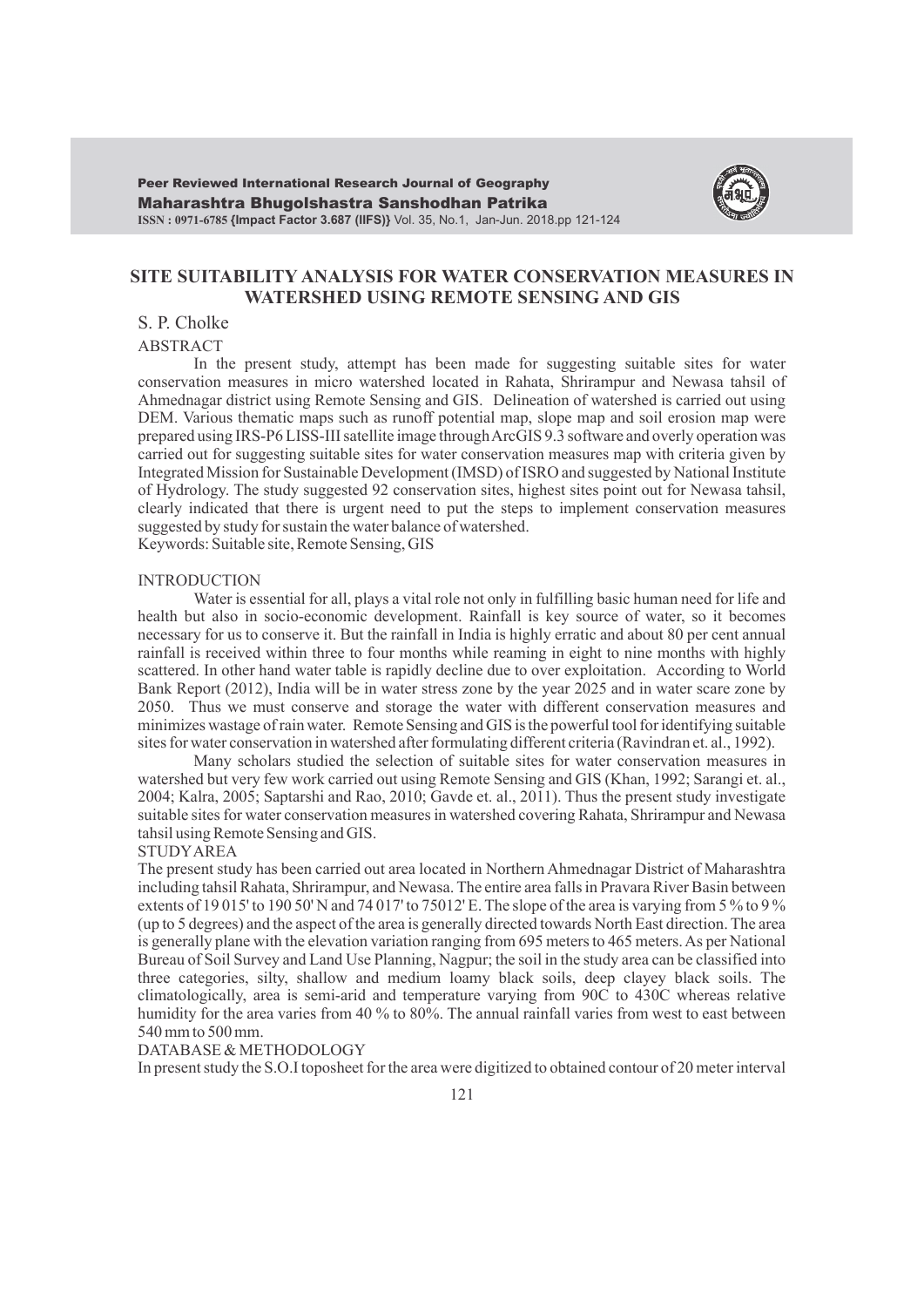# SITE SUITABILITY ANALYSIS FOR WATER CONSERVATION MEASURES IN WATERSHED USING REMOTE SENSING AND GIS

S. P. Cholke

## ABSTRACT

In the present study, attempt has been made for suggesting suitable sites for water conservation measures in micro watershed located in Rahata, Shrirampur and Newasa tahsil of Ahmednagar district using Remote Sensing and GIS. Delineation of watershed is carried out using DEM. Various thematic maps such as runoff potential map, slope map and soil erosion map were prepared using IRS-P6 LISS-III satellite image through ArcGIS 9.3 software and overly operation was carried out for suggesting suitable sites for water conservation measures map with criteria given by Integrated Mission for Sustainable Development (IMSD) of ISRO and suggested by National Institute of Hydrology. The study suggested 92 conservation sites, highest sites point out for Newasa tahsil, clearly indicated that there is urgent need to put the steps to implement conservation measures suggested by study for sustain the water balance of watershed.

Keywords: Suitable site, Remote Sensing, GIS

## INTRODUCTION

Water is essential for all, plays a vital role not only in fulfilling basic human need for life and health but also in socio-economic development. Rainfall is key source of water, so it becomes necessary for us to conserve it. But the rainfall in India is highly erratic and about 80 per cent annual rainfall is received within three to four months while reaming in eight to nine months with highly scattered. In other hand water table is rapidly decline due to over exploitation. According to World Bank Report (2012), India will be in water stress zone by the year 2025 and in water scare zone by 2050. Thus we must conserve and storage the water with different conservation measures and minimizes wastage of rain water. Remote Sensing and GIS is the powerful tool for identifying suitable sites for water conservation in watershed after formulating different criteria (Ravindran et. al., 1992).

Many scholars studied the selection of suitable sites for water conservation measures in watershed but very few work carried out using Remote Sensing and GIS (Khan, 1992; Sarangi et. al., 2004; Kalra, 2005; Saptarshi and Rao, 2010; Gavde et. al., 2011). Thus the present study investigate suitable sites for water conservation measures in watershed covering Rahata, Shrirampur and Newasa tahsil using Remote Sensing and GIS.

## STUDY AREA

The present study has been carried out area located in Northern Ahmednagar District of Maharashtra including tahsil Rahata, Shrirampur, and Newasa. The entire area falls in Pravara River Basin between extents of 19 015' to 190 50' N and 74 017' to 75012' E. The slope of the area is varying from 5 % to 9 % (up to 5 degrees) and the aspect of the area is generally directed towards North East direction. The area is generally plane with the elevation variation ranging from 695 meters to 465 meters. As per National Bureau of Soil Survey and Land Use Planning, Nagpur; the soil in the study area can be classified into three categories, silty, shallow and medium loamy black soils, deep clayey black soils. The climatologically, area is semi-arid and temperature varying from 90C to 430C whereas relative humidity for the area varies from 40 % to 80%. The annual rainfall varies from west to east between 540 mm to 500 mm.

## DATABASE & METHODOLOGY

In present study the S.O.I toposheet for the area were digitized to obtained contour of 20 meter interval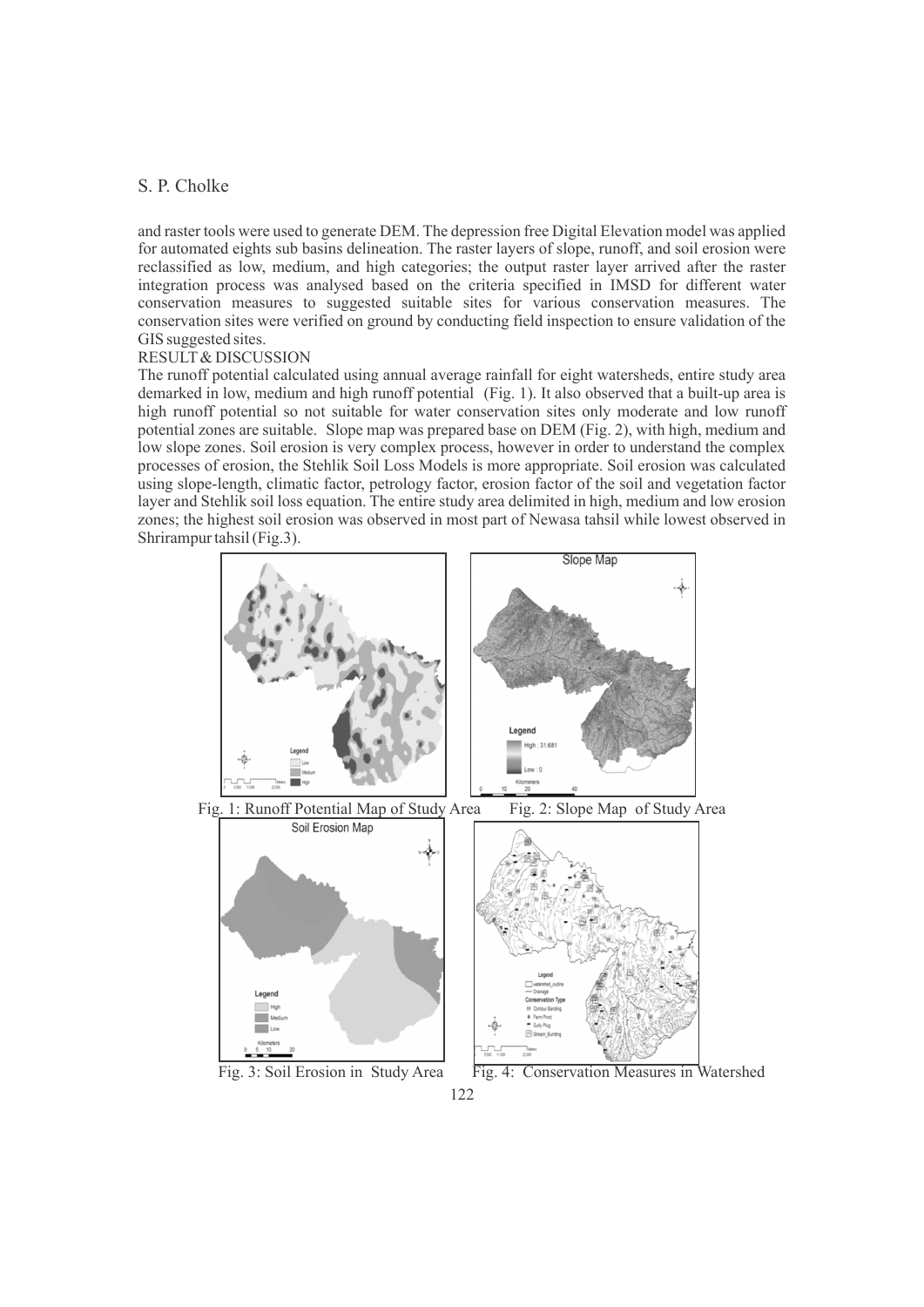and raster tools were used to generate DEM. The depression free Digital Elevation model was applied for automated eights sub basins delineation. The raster layers of slope, runoff, and soil erosion were reclassified as low, medium, and high categories; the output raster layer arrived after the raster integration process was analysed based on the criteria specified in IMSD for different water conservation measures to suggested suitable sites for various conservation measures. The conservation sites were verified on ground by conducting field inspection to ensure validation of the GIS suggested sites.

## RESULT & DISCUSSION

The runoff potential calculated using annual average rainfall for eight watersheds, entire study area demarked in low, medium and high runoff potential (Fig. 1). It also observed that a built-up area is high runoff potential so not suitable for water conservation sites only moderate and low runoff potential zones are suitable. Slope map was prepared base on DEM (Fig. 2), with high, medium and low slope zones. Soil erosion is very complex process, however in order to understand the complex processes of erosion, the Stehlik Soil Loss Models is more appropriate. Soil erosion was calculated using slope-length, climatic factor, petrology factor, erosion factor of the soil and vegetation factor layer and Stehlik soil loss equation. The entire study area delimited in high, medium and low erosion zones; the highest soil erosion was observed in most part of Newasa tahsil while lowest observed in Shrirampur tahsil (Fig.3).

Fig. 1: Runoff Potential Map of Study Area

Fig. 2: Slope Map of Study Area

Fig. 3: Soil Erosion in Study Area

Fig. 4: Conservation Measures in Watershed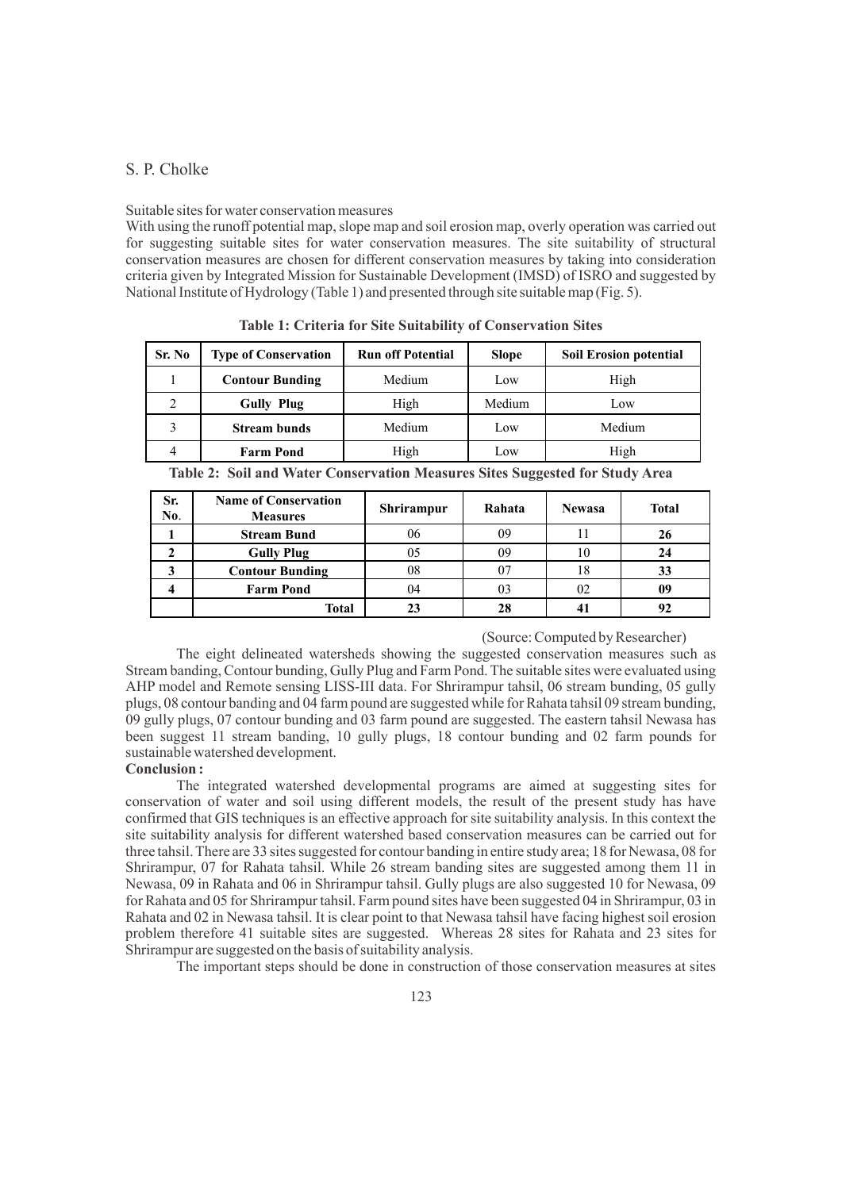Suitable sites for water conservation measures

With using the runoff potential map, slope map and soil erosion map, overly operation was carried out for suggesting suitable sites for water conservation measures. The site suitability of structural conservation measures are chosen for different conservation measures by taking into consideration criteria given by Integrated Mission for Sustainable Development (IMSD) of ISRO and suggested by National Institute of Hydrology (Table 1) and presented through site suitable map (Fig. 5).

**Table 1: Criteria for Site Suitability of Conservation Sites**

| Sr. No | Type of Conservation | Run off Potential | Slope | Soil Erosion potential |
|---|---|---|---|---|
| 1 | **Contour Bunding** | Medium | Low | High |
| 2 | **Gully Plug** | High | Medium | Low |
| 3 | **Stream bunds** | Medium | Low | Medium |
| 4 | **Farm Pond** | High | Low | High |

**Table 2: Soil and Water Conservation Measures Sites Suggested for Study Area**

| Sr. No. | Name of Conservation Measures | Shrirampur | Rahata | Newasa | Total |
|---|---|---|---|---|---|
| **1** | **Stream Bund** | 06 | 09 | 11 | **26** |
| **2** | **Gully Plug** | 05 | 09 | 10 | **24** |
| **3** | **Contour Bunding** | 08 | 07 | 18 | **33** |
| **4** | **Farm Pond** | 04 | 03 | 02 | **09** |
| | **Total** | **23** | **28** | **41** | **92** |

(Source: Computed by Researcher)

The eight delineated watersheds showing the suggested conservation measures such as Stream banding, Contour bunding, Gully Plug and Farm Pond. The suitable sites were evaluated using AHP model and Remote sensing LISS-III data. For Shrirampur tahsil, 06 stream bunding, 05 gully plugs, 08 contour banding and 04 farm pound are suggested while for Rahata tahsil 09 stream bunding, 09 gully plugs, 07 contour bunding and 03 farm pound are suggested. The eastern tahsil Newasa has been suggest 11 stream banding, 10 gully plugs, 18 contour bunding and 02 farm pounds for sustainable watershed development.

**Conclusion :**

The integrated watershed developmental programs are aimed at suggesting sites for conservation of water and soil using different models, the result of the present study has have confirmed that GIS techniques is an effective approach for site suitability analysis. In this context the site suitability analysis for different watershed based conservation measures can be carried out for three tahsil. There are 33 sites suggested for contour banding in entire study area; 18 for Newasa, 08 for Shrirampur, 07 for Rahata tahsil. While 26 stream banding sites are suggested among them 11 in Newasa, 09 in Rahata and 06 in Shrirampur tahsil. Gully plugs are also suggested 10 for Newasa, 09 for Rahata and 05 for Shrirampur tahsil. Farm pound sites have been suggested 04 in Shrirampur, 03 in Rahata and 02 in Newasa tahsil. It is clear point to that Newasa tahsil have facing highest soil erosion problem therefore 41 suitable sites are suggested. Whereas 28 sites for Rahata and 23 sites for Shrirampur are suggested on the basis of suitability analysis.

The important steps should be done in construction of those conservation measures at sites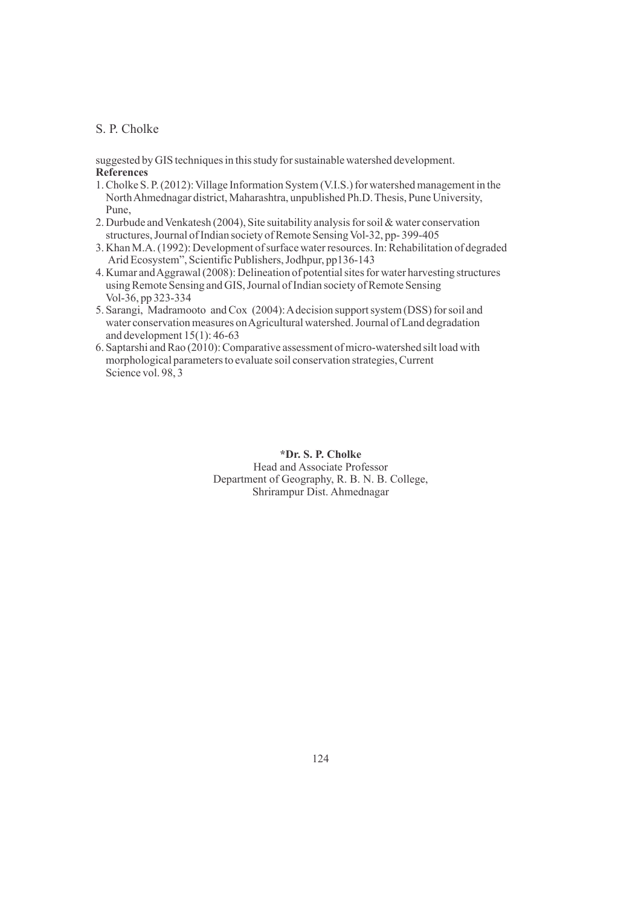suggested by GIS techniques in this study for sustainable watershed development.

**References**

1. Cholke S. P. (2012): Village Information System (V.I.S.) for watershed management in the North Ahmednagar district, Maharashtra, unpublished Ph.D. Thesis, Pune University, Pune,
2. Durbude and Venkatesh (2004), Site suitability analysis for soil & water conservation structures, Journal of Indian society of Remote Sensing Vol-32, pp- 399-405
3. Khan M.A. (1992): Development of surface water resources. In: Rehabilitation of degraded Arid Ecosystem", Scientific Publishers, Jodhpur, pp136-143
4. Kumar and Aggrawal (2008): Delineation of potential sites for water harvesting structures using Remote Sensing and GIS, Journal of Indian society of Remote Sensing Vol-36, pp 323-334
5. Sarangi, Madramooto and Cox (2004): A decision support system (DSS) for soil and water conservation measures on Agricultural watershed. Journal of Land degradation and development 15(1): 46-63
6. Saptarshi and Rao (2010): Comparative assessment of micro-watershed silt load with morphological parameters to evaluate soil conservation strategies, Current Science vol. 98, 3

**\*Dr. S. P. Cholke**
Head and Associate Professor
Department of Geography, R. B. N. B. College,
Shrirampur Dist. Ahmednagar